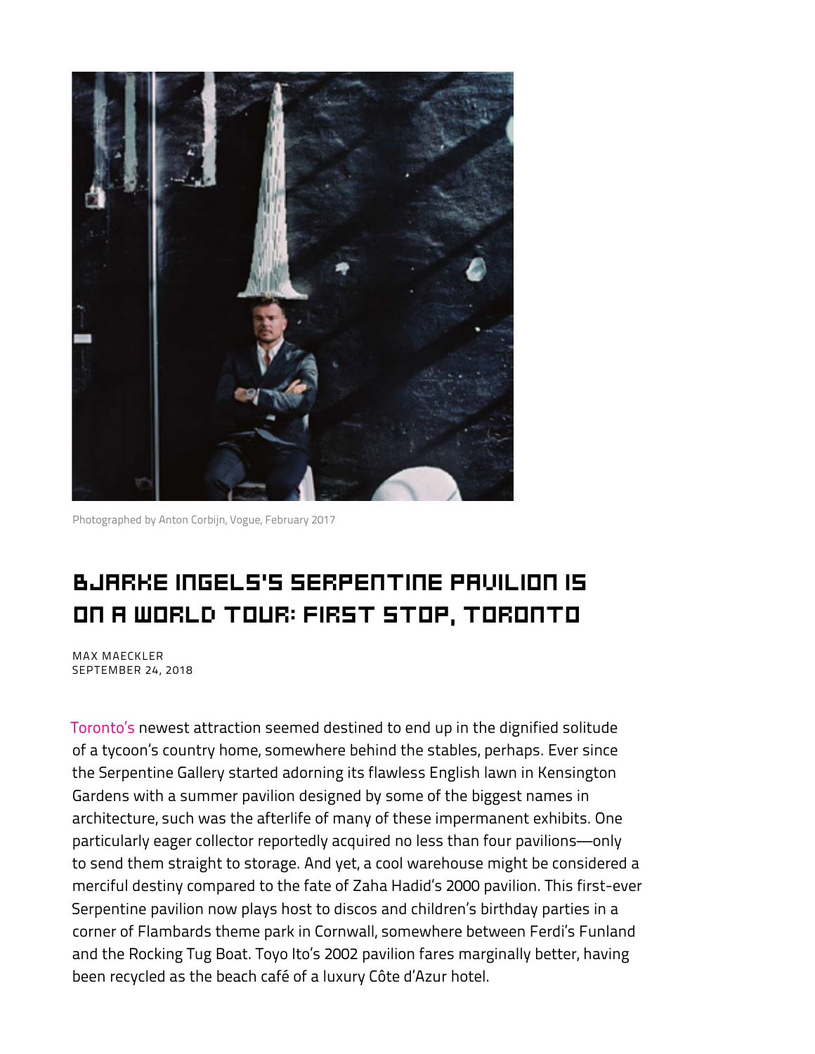Photographed by Anton Corbijn, Vogue, February 2017

# BJARKE INGELS'S SERPENTINE PAVILION IS ON A WORLD TOUR: FIRST STOP, TORONTO

MAX MAECKLER
SEPTEMBER 24, 2018

Toronto's newest attraction seemed destined to end up in the dignified solitude of a tycoon's country home, somewhere behind the stables, perhaps. Ever since the Serpentine Gallery started adorning its flawless English lawn in Kensington Gardens with a summer pavilion designed by some of the biggest names in architecture, such was the afterlife of many of these impermanent exhibits. One particularly eager collector reportedly acquired no less than four pavilions—only to send them straight to storage. And yet, a cool warehouse might be considered a merciful destiny compared to the fate of Zaha Hadid's 2000 pavilion. This first-ever Serpentine pavilion now plays host to discos and children's birthday parties in a corner of Flambards theme park in Cornwall, somewhere between Ferdi's Funland and the Rocking Tug Boat. Toyo Ito's 2002 pavilion fares marginally better, having been recycled as the beach café of a luxury Côte d'Azur hotel.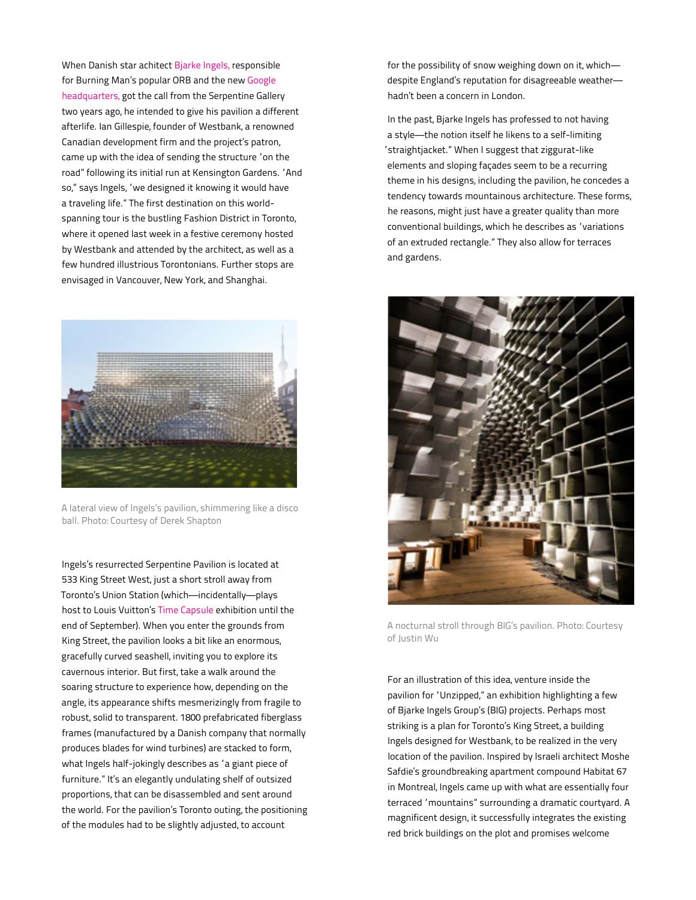When Danish star achitect Bjarke Ingels, responsible for Burning Man's popular ORB and the new Google headquarters, got the call from the Serpentine Gallery two years ago, he intended to give his pavilion a different afterlife. Ian Gillespie, founder of Westbank, a renowned Canadian development firm and the project's patron, came up with the idea of sending the structure 'on the road" following its initial run at Kensington Gardens. 'And so," says Ingels, 'we designed it knowing it would have a traveling life." The first destination on this world-spanning tour is the bustling Fashion District in Toronto, where it opened last week in a festive ceremony hosted by Westbank and attended by the architect, as well as a few hundred illustrious Torontonians. Further stops are envisaged in Vancouver, New York, and Shanghai.

A lateral view of Ingels's pavilion, shimmering like a disco ball. Photo: Courtesy of Derek Shapton

Ingels's resurrected Serpentine Pavilion is located at 533 King Street West, just a short stroll away from Toronto's Union Station (which—incidentally—plays host to Louis Vuitton's Time Capsule exhibition until the end of September). When you enter the grounds from King Street, the pavilion looks a bit like an enormous, gracefully curved seashell, inviting you to explore its cavernous interior. But first, take a walk around the soaring structure to experience how, depending on the angle, its appearance shifts mesmerizingly from fragile to robust, solid to transparent. 1800 prefabricated fiberglass frames (manufactured by a Danish company that normally produces blades for wind turbines) are stacked to form, what Ingels half-jokingly describes as 'a giant piece of furniture." It's an elegantly undulating shelf of outsized proportions, that can be disassembled and sent around the world. For the pavilion's Toronto outing, the positioning of the modules had to be slightly adjusted, to account for the possibility of snow weighing down on it, which—despite England's reputation for disagreeable weather—hadn't been a concern in London.

In the past, Bjarke Ingels has professed to not having a style—the notion itself he likens to a self-limiting 'straightjacket." When I suggest that ziggurat-like elements and sloping façades seem to be a recurring theme in his designs, including the pavilion, he concedes a tendency towards mountainous architecture. These forms, he reasons, might just have a greater quality than more conventional buildings, which he describes as 'variations of an extruded rectangle." They also allow for terraces and gardens.

A nocturnal stroll through BIG's pavilion. Photo: Courtesy of Justin Wu

For an illustration of this idea, venture inside the pavilion for 'Unzipped," an exhibition highlighting a few of Bjarke Ingels Group's (BIG) projects. Perhaps most striking is a plan for Toronto's King Street, a building Ingels designed for Westbank, to be realized in the very location of the pavilion. Inspired by Israeli architect Moshe Safdie's groundbreaking apartment compound Habitat 67 in Montreal, Ingels came up with what are essentially four terraced 'mountains" surrounding a dramatic courtyard. A magnificent design, it successfully integrates the existing red brick buildings on the plot and promises welcome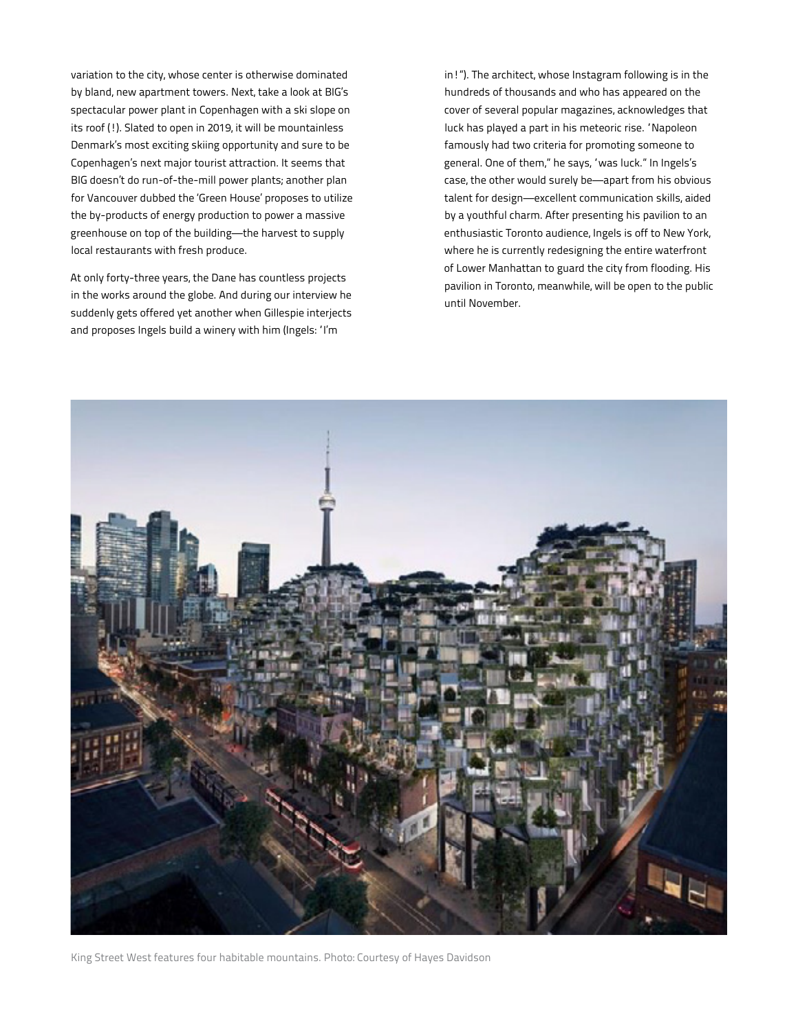variation to the city, whose center is otherwise dominated by bland, new apartment towers. Next, take a look at BIG's spectacular power plant in Copenhagen with a ski slope on its roof (!). Slated to open in 2019, it will be mountainless Denmark's most exciting skiing opportunity and sure to be Copenhagen's next major tourist attraction. It seems that BIG doesn't do run-of-the-mill power plants; another plan for Vancouver dubbed the 'Green House' proposes to utilize the by-products of energy production to power a massive greenhouse on top of the building—the harvest to supply local restaurants with fresh produce.

At only forty-three years, the Dane has countless projects in the works around the globe. And during our interview he suddenly gets offered yet another when Gillespie interjects and proposes Ingels build a winery with him (Ingels: 'I'm in!"). The architect, whose Instagram following is in the hundreds of thousands and who has appeared on the cover of several popular magazines, acknowledges that luck has played a part in his meteoric rise. 'Napoleon famously had two criteria for promoting someone to general. One of them," he says, 'was luck." In Ingels's case, the other would surely be—apart from his obvious talent for design—excellent communication skills, aided by a youthful charm. After presenting his pavilion to an enthusiastic Toronto audience, Ingels is off to New York, where he is currently redesigning the entire waterfront of Lower Manhattan to guard the city from flooding. His pavilion in Toronto, meanwhile, will be open to the public until November.

King Street West features four habitable mountains. Photo: Courtesy of Hayes Davidson